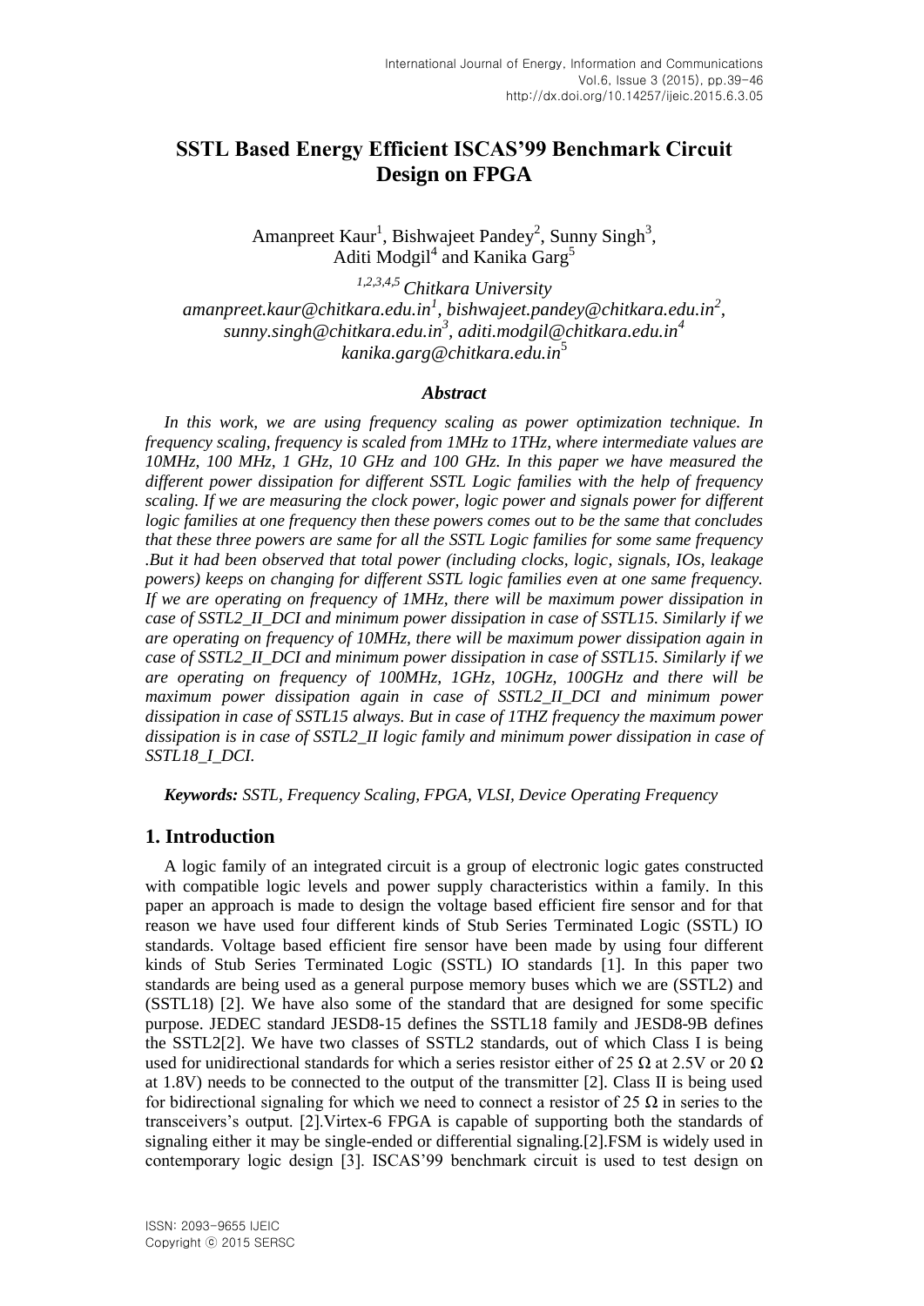# SSTL Based Energy Efficient ISCAS'99 Benchmark Circuit Design on FPGA

Amanpreet Kaur[1], Bishwajeet Pandey[2], Sunny Singh[3], Aditi Modgil[4] and Kanika Garg[5]

*[1,2,3,4,5] Chitkara University*
*amanpreet.kaur@chitkara.edu.in[1], bishwajeet.pandey@chitkara.edu.in[2], sunny.singh@chitkara.edu.in[3], aditi.modgil@chitkara.edu.in[4] kanika.garg@chitkara.edu.in[5]*

### *Abstract*

*In this work, we are using frequency scaling as power optimization technique. In frequency scaling, frequency is scaled from 1MHz to 1THz, where intermediate values are 10MHz, 100 MHz, 1 GHz, 10 GHz and 100 GHz. In this paper we have measured the different power dissipation for different SSTL Logic families with the help of frequency scaling. If we are measuring the clock power, logic power and signals power for different logic families at one frequency then these powers comes out to be the same that concludes that these three powers are same for all the SSTL Logic families for some same frequency .But it had been observed that total power (including clocks, logic, signals, IOs, leakage powers) keeps on changing for different SSTL logic families even at one same frequency. If we are operating on frequency of 1MHz, there will be maximum power dissipation in case of SSTL2_II_DCI and minimum power dissipation in case of SSTL15. Similarly if we are operating on frequency of 10MHz, there will be maximum power dissipation again in case of SSTL2_II_DCI and minimum power dissipation in case of SSTL15. Similarly if we are operating on frequency of 100MHz, 1GHz, 10GHz, 100GHz and there will be maximum power dissipation again in case of SSTL2_II_DCI and minimum power dissipation in case of SSTL15 always. But in case of 1THZ frequency the maximum power dissipation is in case of SSTL2_II logic family and minimum power dissipation in case of SSTL18_I_DCI.*

***Keywords:** SSTL, Frequency Scaling, FPGA, VLSI, Device Operating Frequency*

## 1. Introduction

A logic family of an integrated circuit is a group of electronic logic gates constructed with compatible logic levels and power supply characteristics within a family. In this paper an approach is made to design the voltage based efficient fire sensor and for that reason we have used four different kinds of Stub Series Terminated Logic (SSTL) IO standards. Voltage based efficient fire sensor have been made by using four different kinds of Stub Series Terminated Logic (SSTL) IO standards [1]. In this paper two standards are being used as a general purpose memory buses which we are (SSTL2) and (SSTL18) [2]. We have also some of the standard that are designed for some specific purpose. JEDEC standard JESD8-15 defines the SSTL18 family and JESD8-9B defines the SSTL2[2]. We have two classes of SSTL2 standards, out of which Class I is being used for unidirectional standards for which a series resistor either of 25 Ω at 2.5V or 20 Ω at 1.8V) needs to be connected to the output of the transmitter [2]. Class II is being used for bidirectional signaling for which we need to connect a resistor of 25 Ω in series to the transceivers's output. [2].Virtex-6 FPGA is capable of supporting both the standards of signaling either it may be single-ended or differential signaling.[2].FSM is widely used in contemporary logic design [3]. ISCAS'99 benchmark circuit is used to test design on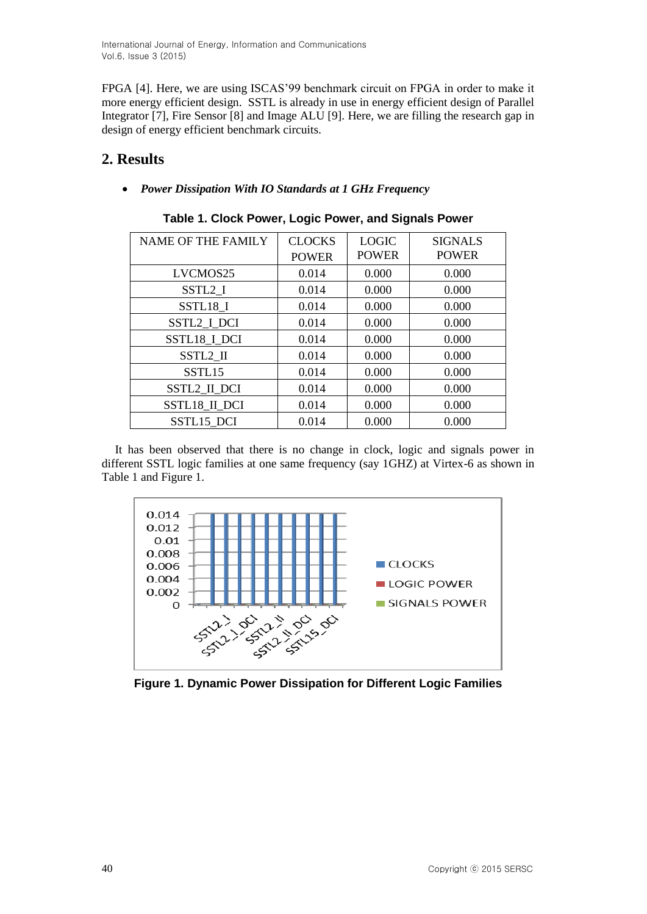FPGA [4]. Here, we are using ISCAS'99 benchmark circuit on FPGA in order to make it more energy efficient design. SSTL is already in use in energy efficient design of Parallel Integrator [7], Fire Sensor [8] and Image ALU [9]. Here, we are filling the research gap in design of energy efficient benchmark circuits.

## 2. Results

- ***Power Dissipation With IO Standards at 1 GHz Frequency***

**Table 1. Clock Power, Logic Power, and Signals Power**

| NAME OF THE FAMILY | CLOCKS POWER | LOGIC POWER | SIGNALS POWER |
|---|---|---|---|
| LVCMOS25 | 0.014 | 0.000 | 0.000 |
| SSTL2_I | 0.014 | 0.000 | 0.000 |
| SSTL18_I | 0.014 | 0.000 | 0.000 |
| SSTL2_I_DCI | 0.014 | 0.000 | 0.000 |
| SSTL18_I_DCI | 0.014 | 0.000 | 0.000 |
| SSTL2_II | 0.014 | 0.000 | 0.000 |
| SSTL15 | 0.014 | 0.000 | 0.000 |
| SSTL2_II_DCI | 0.014 | 0.000 | 0.000 |
| SSTL18_II_DCI | 0.014 | 0.000 | 0.000 |
| SSTL15_DCI | 0.014 | 0.000 | 0.000 |

It has been observed that there is no change in clock, logic and signals power in different SSTL logic families at one same frequency (say 1GHZ) at Virtex-6 as shown in Table 1 and Figure 1.

**Figure 1. Dynamic Power Dissipation for Different Logic Families**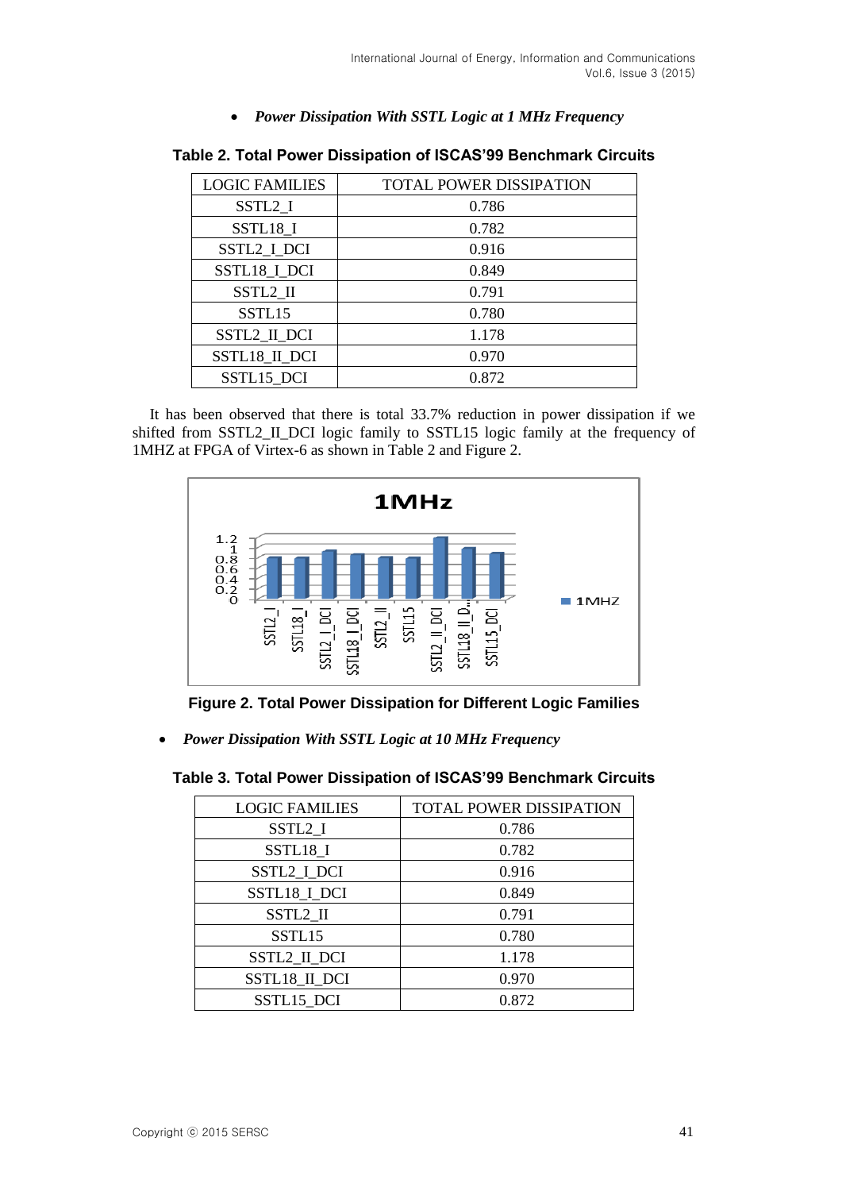- ***Power Dissipation With SSTL Logic at 1 MHz Frequency***

**Table 2. Total Power Dissipation of ISCAS'99 Benchmark Circuits**

| LOGIC FAMILIES | TOTAL POWER DISSIPATION |
|---|---|
| SSTL2_I | 0.786 |
| SSTL18_I | 0.782 |
| SSTL2_I_DCI | 0.916 |
| SSTL18_I_DCI | 0.849 |
| SSTL2_II | 0.791 |
| SSTL15 | 0.780 |
| SSTL2_II_DCI | 1.178 |
| SSTL18_II_DCI | 0.970 |
| SSTL15_DCI | 0.872 |

It has been observed that there is total 33.7% reduction in power dissipation if we shifted from SSTL2_II_DCI logic family to SSTL15 logic family at the frequency of 1MHZ at FPGA of Virtex-6 as shown in Table 2 and Figure 2.

**Figure 2. Total Power Dissipation for Different Logic Families**

- ***Power Dissipation With SSTL Logic at 10 MHz Frequency***

**Table 3. Total Power Dissipation of ISCAS'99 Benchmark Circuits**

| LOGIC FAMILIES | TOTAL POWER DISSIPATION |
|---|---|
| SSTL2_I | 0.786 |
| SSTL18_I | 0.782 |
| SSTL2_I_DCI | 0.916 |
| SSTL18_I_DCI | 0.849 |
| SSTL2_II | 0.791 |
| SSTL15 | 0.780 |
| SSTL2_II_DCI | 1.178 |
| SSTL18_II_DCI | 0.970 |
| SSTL15_DCI | 0.872 |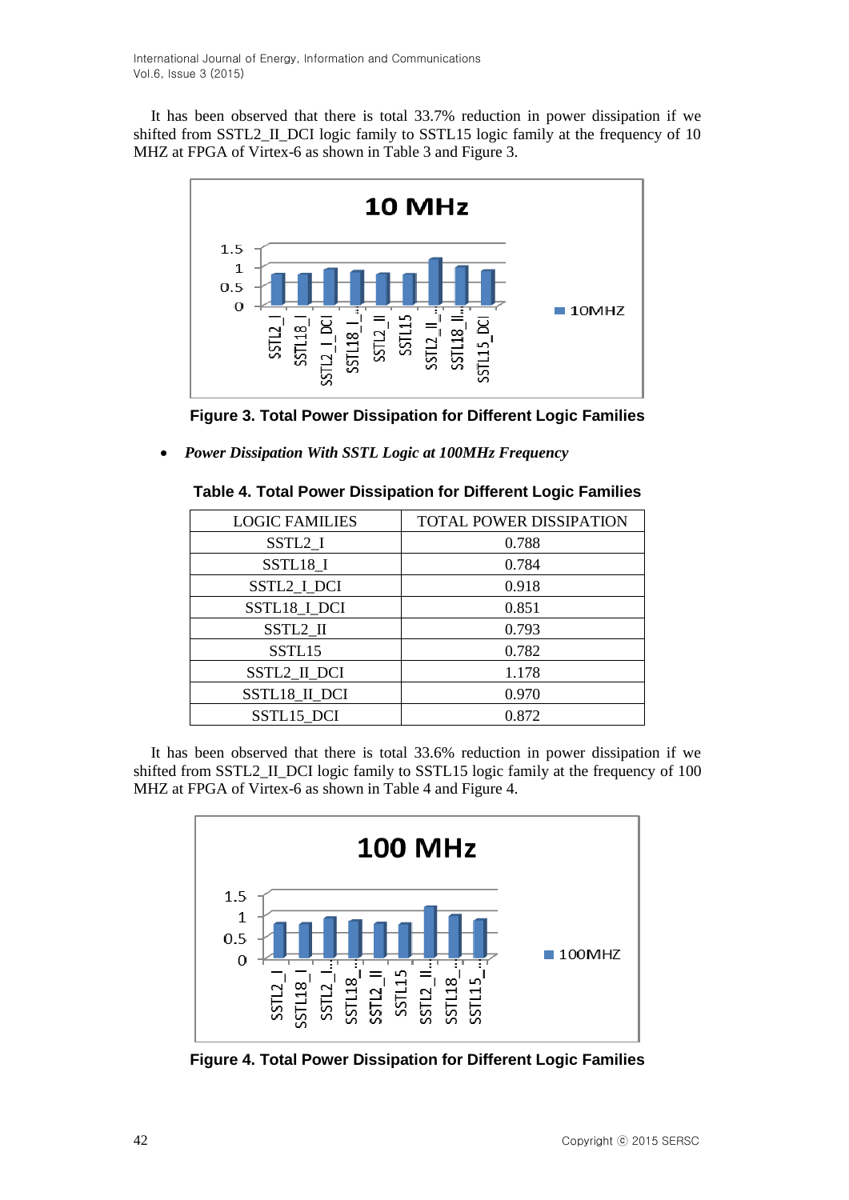It has been observed that there is total 33.7% reduction in power dissipation if we shifted from SSTL2_II_DCI logic family to SSTL15 logic family at the frequency of 10 MHZ at FPGA of Virtex-6 as shown in Table 3 and Figure 3.

**Figure 3. Total Power Dissipation for Different Logic Families**

- ***Power Dissipation With SSTL Logic at 100MHz Frequency***

**Table 4. Total Power Dissipation for Different Logic Families**

| LOGIC FAMILIES | TOTAL POWER DISSIPATION |
|---|---|
| SSTL2_I | 0.788 |
| SSTL18_I | 0.784 |
| SSTL2_I_DCI | 0.918 |
| SSTL18_I_DCI | 0.851 |
| SSTL2_II | 0.793 |
| SSTL15 | 0.782 |
| SSTL2_II_DCI | 1.178 |
| SSTL18_II_DCI | 0.970 |
| SSTL15_DCI | 0.872 |

It has been observed that there is total 33.6% reduction in power dissipation if we shifted from SSTL2_II_DCI logic family to SSTL15 logic family at the frequency of 100 MHZ at FPGA of Virtex-6 as shown in Table 4 and Figure 4.

**Figure 4. Total Power Dissipation for Different Logic Families**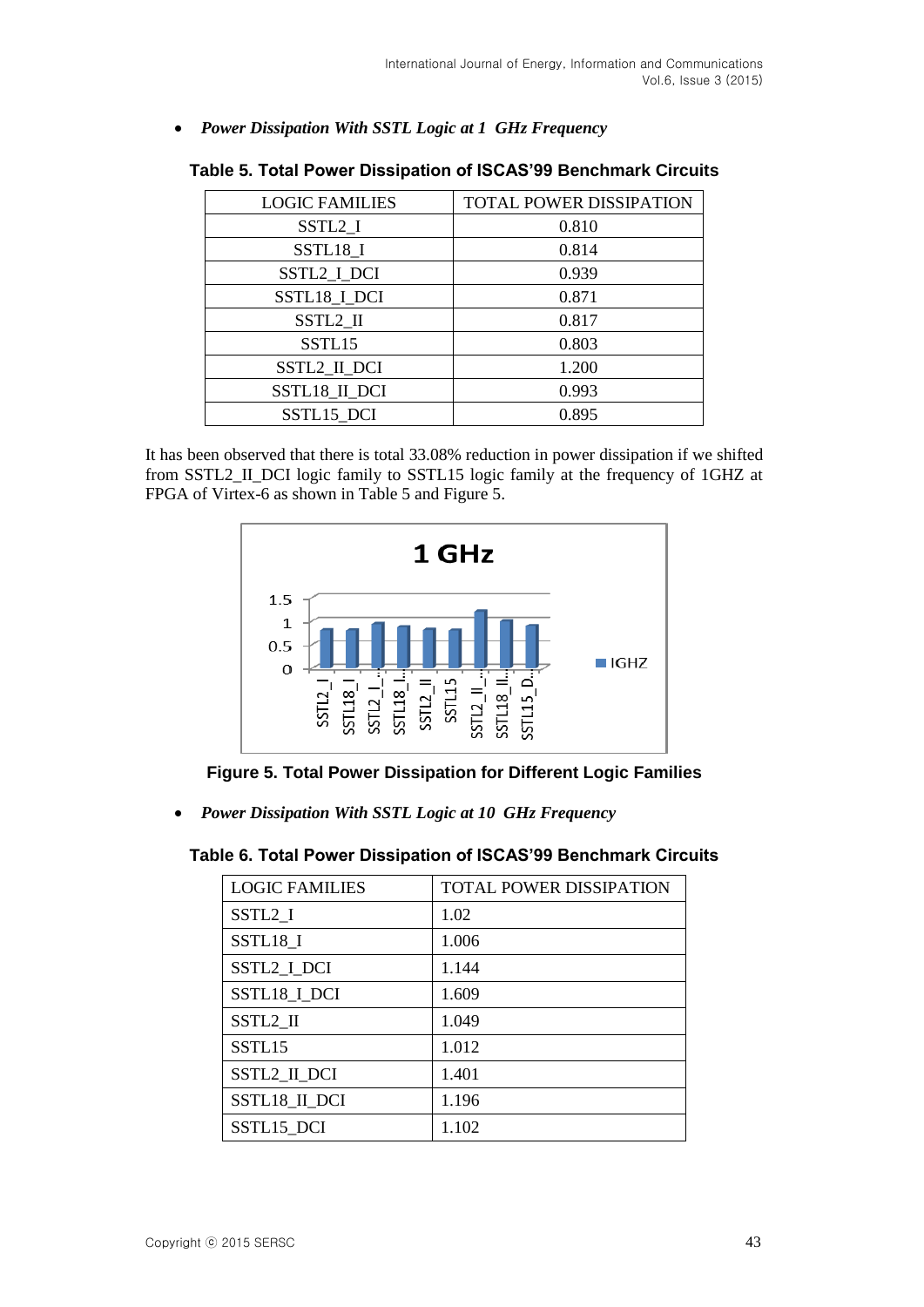- ***Power Dissipation With SSTL Logic at 1 GHz Frequency***

**Table 5. Total Power Dissipation of ISCAS'99 Benchmark Circuits**

| LOGIC FAMILIES | TOTAL POWER DISSIPATION |
|---|---|
| SSTL2_I | 0.810 |
| SSTL18_I | 0.814 |
| SSTL2_I_DCI | 0.939 |
| SSTL18_I_DCI | 0.871 |
| SSTL2_II | 0.817 |
| SSTL15 | 0.803 |
| SSTL2_II_DCI | 1.200 |
| SSTL18_II_DCI | 0.993 |
| SSTL15_DCI | 0.895 |

It has been observed that there is total 33.08% reduction in power dissipation if we shifted from SSTL2_II_DCI logic family to SSTL15 logic family at the frequency of 1GHZ at FPGA of Virtex-6 as shown in Table 5 and Figure 5.

**Figure 5. Total Power Dissipation for Different Logic Families**

- ***Power Dissipation With SSTL Logic at 10 GHz Frequency***

**Table 6. Total Power Dissipation of ISCAS'99 Benchmark Circuits**

| LOGIC FAMILIES | TOTAL POWER DISSIPATION |
|---|---|
| SSTL2_I | 1.02 |
| SSTL18_I | 1.006 |
| SSTL2_I_DCI | 1.144 |
| SSTL18_I_DCI | 1.609 |
| SSTL2_II | 1.049 |
| SSTL15 | 1.012 |
| SSTL2_II_DCI | 1.401 |
| SSTL18_II_DCI | 1.196 |
| SSTL15_DCI | 1.102 |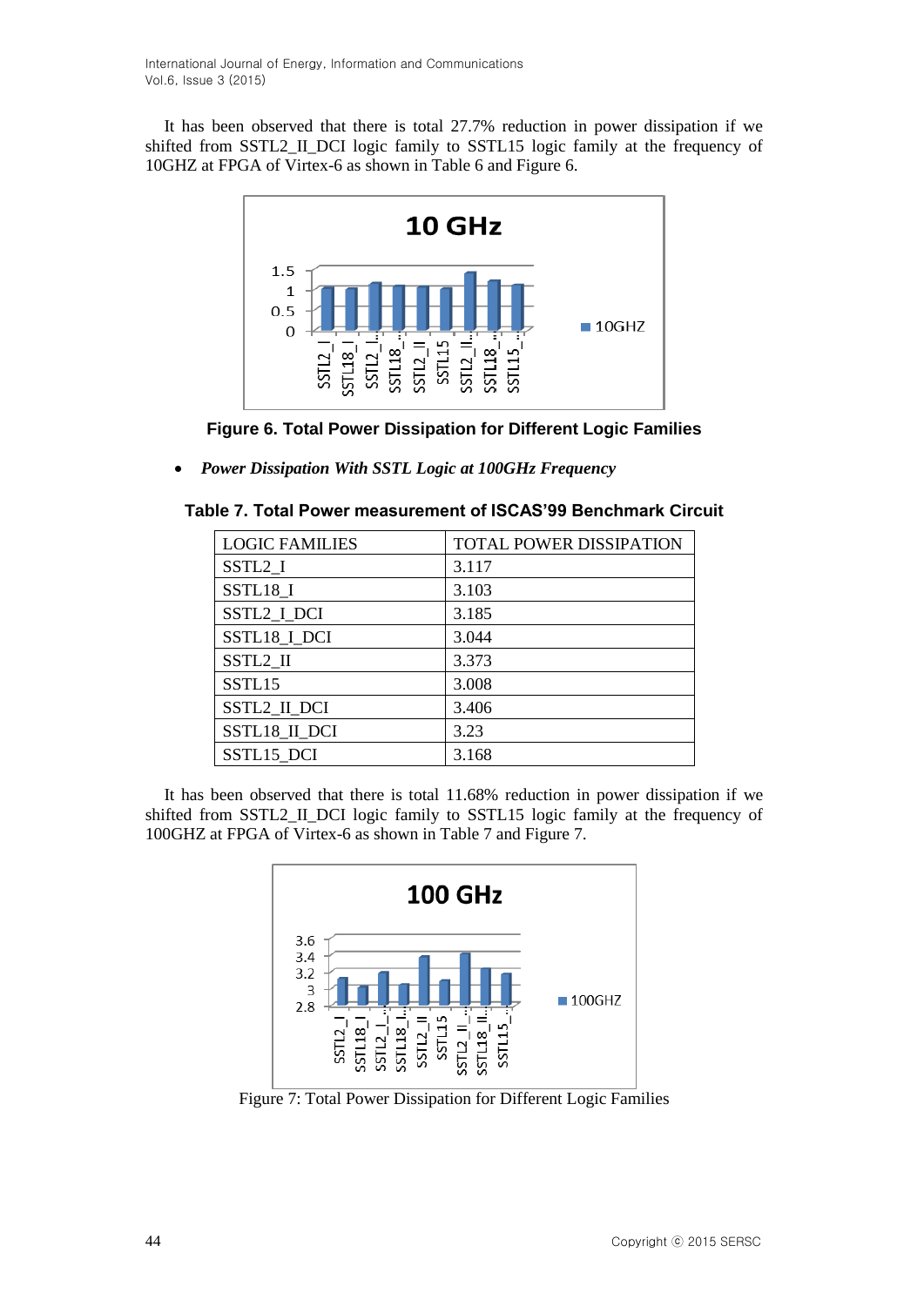It has been observed that there is total 27.7% reduction in power dissipation if we shifted from SSTL2_II_DCI logic family to SSTL15 logic family at the frequency of 10GHZ at FPGA of Virtex-6 as shown in Table 6 and Figure 6.

**Figure 6. Total Power Dissipation for Different Logic Families**

- ***Power Dissipation With SSTL Logic at 100GHz Frequency***

**Table 7. Total Power measurement of ISCAS'99 Benchmark Circuit**

| LOGIC FAMILIES | TOTAL POWER DISSIPATION |
| --- | --- |
| SSTL2_I | 3.117 |
| SSTL18_I | 3.103 |
| SSTL2_I_DCI | 3.185 |
| SSTL18_I_DCI | 3.044 |
| SSTL2_II | 3.373 |
| SSTL15 | 3.008 |
| SSTL2_II_DCI | 3.406 |
| SSTL18_II_DCI | 3.23 |
| SSTL15_DCI | 3.168 |

It has been observed that there is total 11.68% reduction in power dissipation if we shifted from SSTL2_II_DCI logic family to SSTL15 logic family at the frequency of 100GHZ at FPGA of Virtex-6 as shown in Table 7 and Figure 7.

Figure 7: Total Power Dissipation for Different Logic Families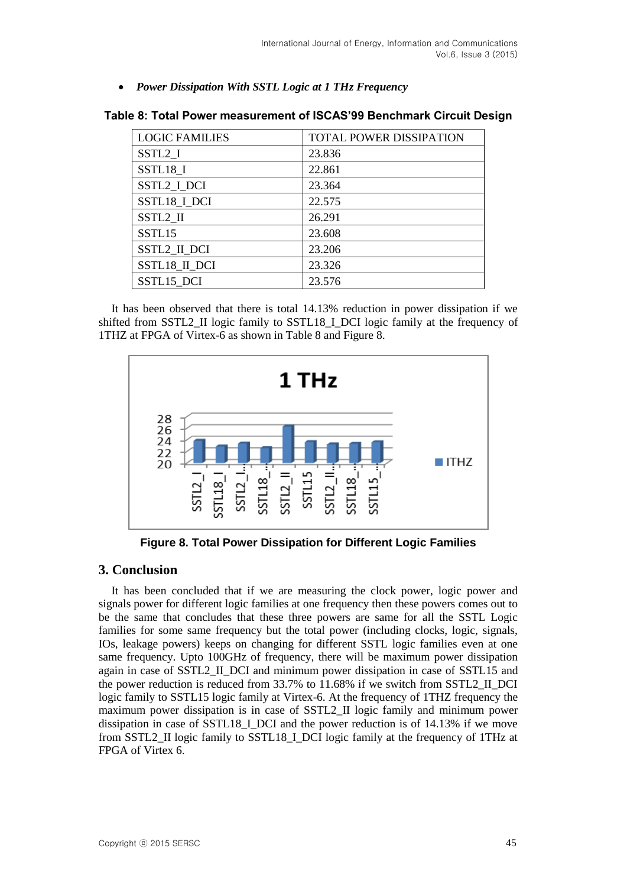- ***Power Dissipation With SSTL Logic at 1 THz Frequency***

**Table 8: Total Power measurement of ISCAS'99 Benchmark Circuit Design**

| LOGIC FAMILIES | TOTAL POWER DISSIPATION |
|---|---|
| SSTL2_I | 23.836 |
| SSTL18_I | 22.861 |
| SSTL2_I_DCI | 23.364 |
| SSTL18_I_DCI | 22.575 |
| SSTL2_II | 26.291 |
| SSTL15 | 23.608 |
| SSTL2_II_DCI | 23.206 |
| SSTL18_II_DCI | 23.326 |
| SSTL15_DCI | 23.576 |

It has been observed that there is total 14.13% reduction in power dissipation if we shifted from SSTL2_II logic family to SSTL18_I_DCI logic family at the frequency of 1THZ at FPGA of Virtex-6 as shown in Table 8 and Figure 8.

**Figure 8. Total Power Dissipation for Different Logic Families**

## 3. Conclusion

It has been concluded that if we are measuring the clock power, logic power and signals power for different logic families at one frequency then these powers comes out to be the same that concludes that these three powers are same for all the SSTL Logic families for some same frequency but the total power (including clocks, logic, signals, IOs, leakage powers) keeps on changing for different SSTL logic families even at one same frequency. Upto 100GHz of frequency, there will be maximum power dissipation again in case of SSTL2_II_DCI and minimum power dissipation in case of SSTL15 and the power reduction is reduced from 33.7% to 11.68% if we switch from SSTL2_II_DCI logic family to SSTL15 logic family at Virtex-6. At the frequency of 1THZ frequency the maximum power dissipation is in case of SSTL2_II logic family and minimum power dissipation in case of SSTL18_I_DCI and the power reduction is of 14.13% if we move from SSTL2_II logic family to SSTL18_I_DCI logic family at the frequency of 1THz at FPGA of Virtex 6.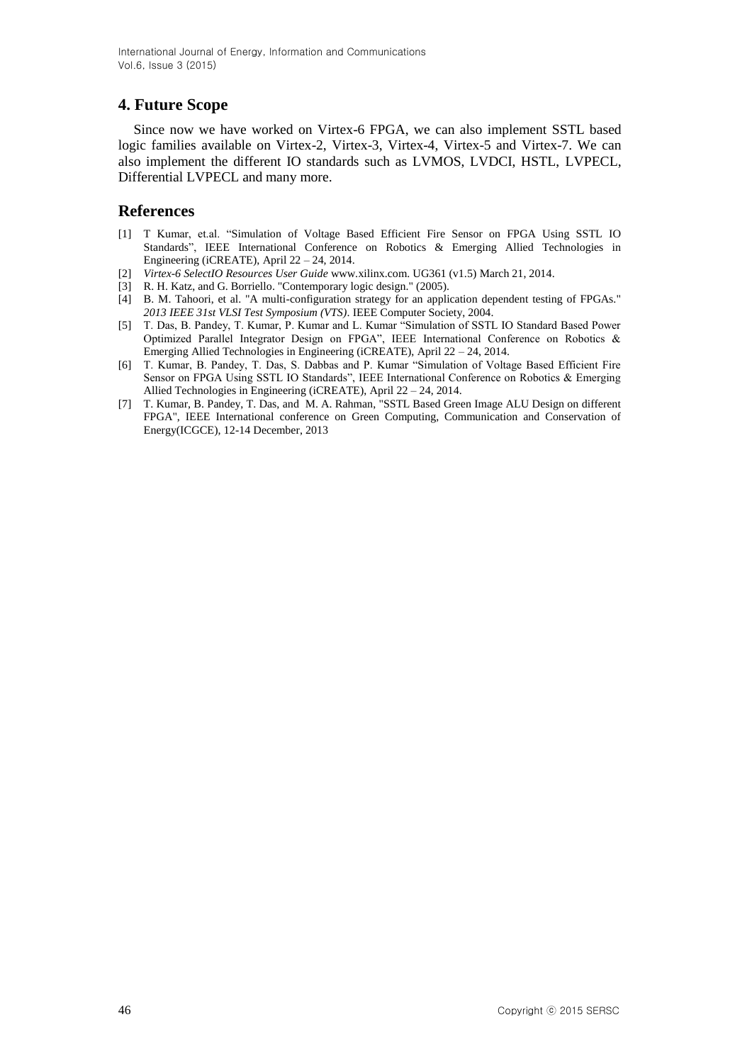## 4. Future Scope

Since now we have worked on Virtex-6 FPGA, we can also implement SSTL based logic families available on Virtex-2, Virtex-3, Virtex-4, Virtex-5 and Virtex-7. We can also implement the different IO standards such as LVMOS, LVDCI, HSTL, LVPECL, Differential LVPECL and many more.

## References

[1] T Kumar, et.al. "Simulation of Voltage Based Efficient Fire Sensor on FPGA Using SSTL IO Standards", IEEE International Conference on Robotics & Emerging Allied Technologies in Engineering (iCREATE), April 22 – 24, 2014.

[2] *Virtex-6 SelectIO Resources User Guide* www.xilinx.com. UG361 (v1.5) March 21, 2014.

[3] R. H. Katz, and G. Borriello. "Contemporary logic design." (2005).

[4] B. M. Tahoori, et al. "A multi-configuration strategy for an application dependent testing of FPGAs." *2013 IEEE 31st VLSI Test Symposium (VTS)*. IEEE Computer Society, 2004.

[5] T. Das, B. Pandey, T. Kumar, P. Kumar and L. Kumar "Simulation of SSTL IO Standard Based Power Optimized Parallel Integrator Design on FPGA", IEEE International Conference on Robotics & Emerging Allied Technologies in Engineering (iCREATE), April 22 – 24, 2014.

[6] T. Kumar, B. Pandey, T. Das, S. Dabbas and P. Kumar "Simulation of Voltage Based Efficient Fire Sensor on FPGA Using SSTL IO Standards", IEEE International Conference on Robotics & Emerging Allied Technologies in Engineering (iCREATE), April 22 – 24, 2014.

[7] T. Kumar, B. Pandey, T. Das, and M. A. Rahman, "SSTL Based Green Image ALU Design on different FPGA", IEEE International conference on Green Computing, Communication and Conservation of Energy(ICGCE), 12-14 December, 2013